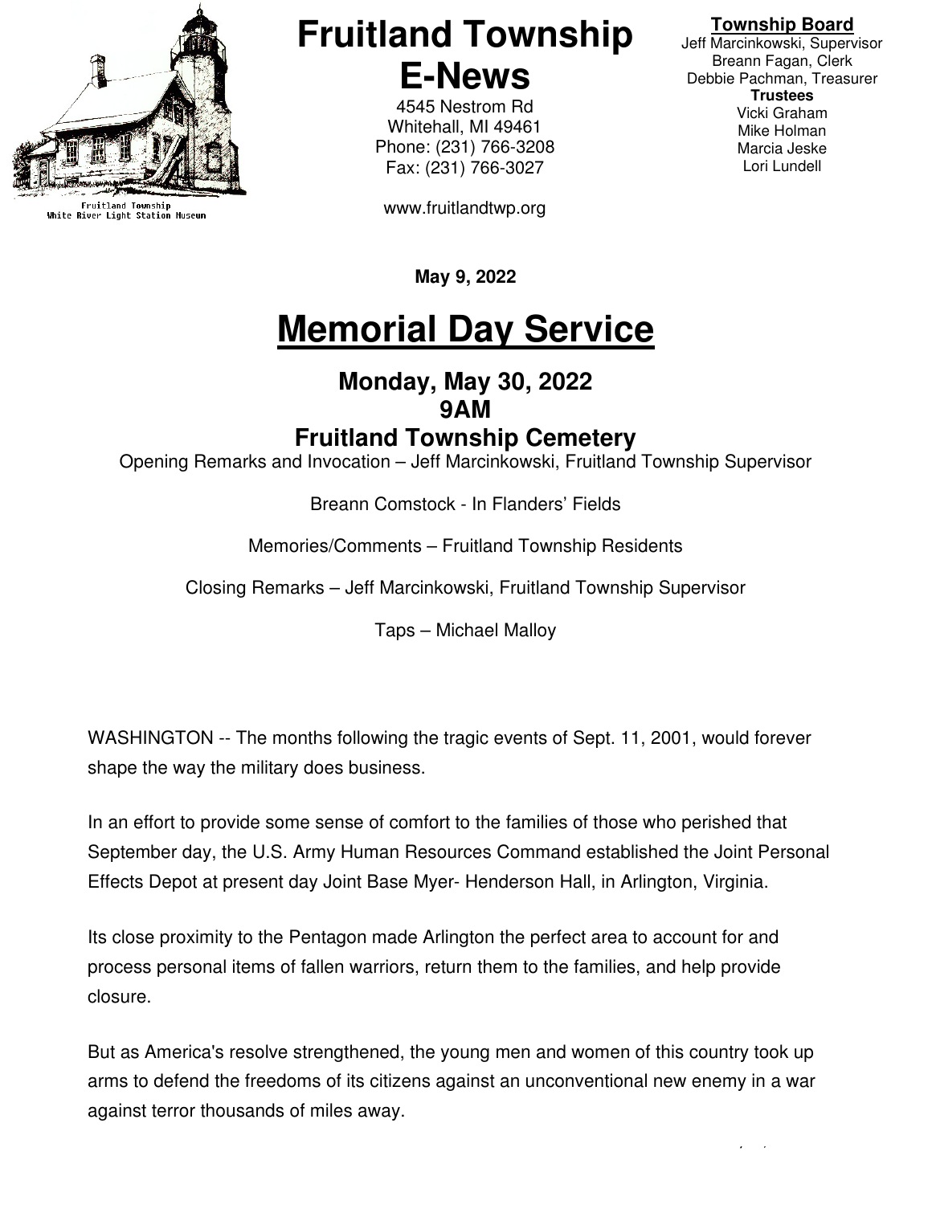Fruitland Township
White River Light Station Museum

# Fruitland Township E-News

4545 Nestrom Rd
Whitehall, MI 49461
Phone: (231) 766-3208
Fax: (231) 766-3027

www.fruitlandtwp.org

**Township Board**
Jeff Marcinkowski, Supervisor
Breann Fagan, Clerk
Debbie Pachman, Treasurer
**Trustees**
Vicki Graham
Mike Holman
Marcia Jeske
Lori Lundell

**May 9, 2022**

# Memorial Day Service

## Monday, May 30, 2022
## 9AM
## Fruitland Township Cemetery

Opening Remarks and Invocation – Jeff Marcinkowski, Fruitland Township Supervisor

Breann Comstock - In Flanders' Fields

Memories/Comments – Fruitland Township Residents

Closing Remarks – Jeff Marcinkowski, Fruitland Township Supervisor

Taps – Michael Malloy

WASHINGTON -- The months following the tragic events of Sept. 11, 2001, would forever shape the way the military does business.

In an effort to provide some sense of comfort to the families of those who perished that September day, the U.S. Army Human Resources Command established the Joint Personal Effects Depot at present day Joint Base Myer- Henderson Hall, in Arlington, Virginia.

Its close proximity to the Pentagon made Arlington the perfect area to account for and process personal items of fallen warriors, return them to the families, and help provide closure.

But as America's resolve strengthened, the young men and women of this country took up arms to defend the freedoms of its citizens against an unconventional new enemy in a war against terror thousands of miles away.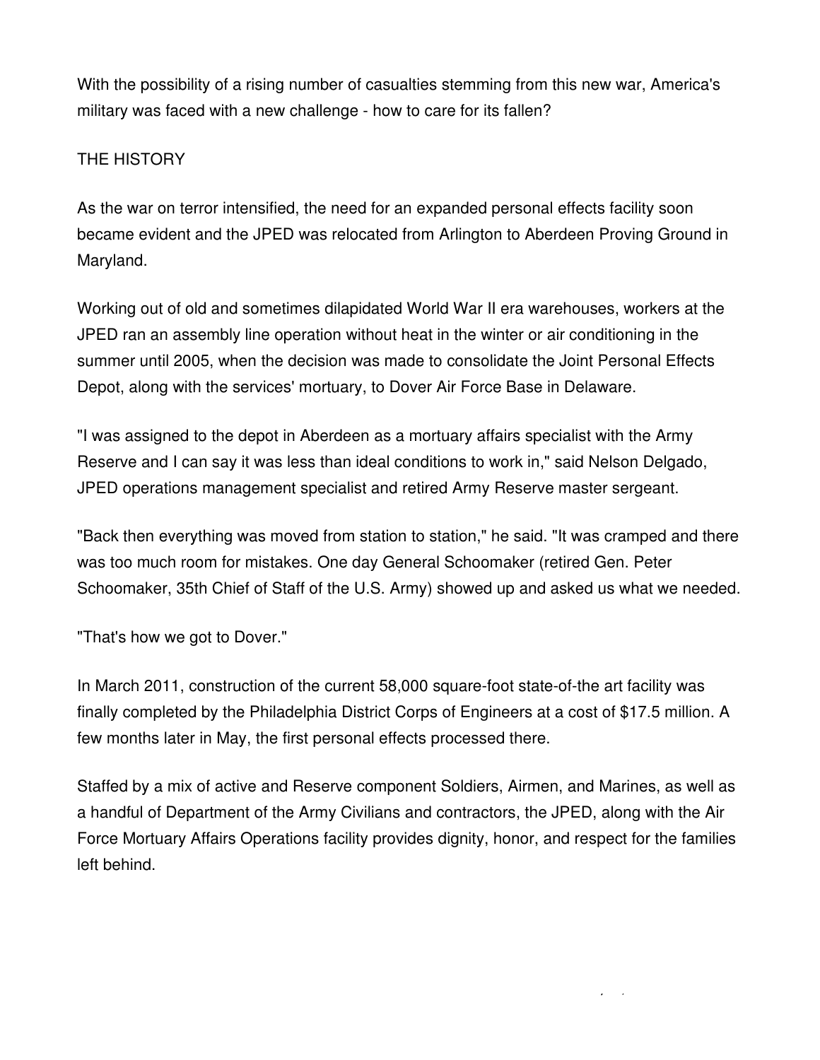With the possibility of a rising number of casualties stemming from this new war, America's military was faced with a new challenge - how to care for its fallen?

## THE HISTORY

As the war on terror intensified, the need for an expanded personal effects facility soon became evident and the JPED was relocated from Arlington to Aberdeen Proving Ground in Maryland.

Working out of old and sometimes dilapidated World War II era warehouses, workers at the JPED ran an assembly line operation without heat in the winter or air conditioning in the summer until 2005, when the decision was made to consolidate the Joint Personal Effects Depot, along with the services' mortuary, to Dover Air Force Base in Delaware.

"I was assigned to the depot in Aberdeen as a mortuary affairs specialist with the Army Reserve and I can say it was less than ideal conditions to work in," said Nelson Delgado, JPED operations management specialist and retired Army Reserve master sergeant.

"Back then everything was moved from station to station," he said. "It was cramped and there was too much room for mistakes. One day General Schoomaker (retired Gen. Peter Schoomaker, 35th Chief of Staff of the U.S. Army) showed up and asked us what we needed.

"That's how we got to Dover."

In March 2011, construction of the current 58,000 square-foot state-of-the art facility was finally completed by the Philadelphia District Corps of Engineers at a cost of $17.5 million. A few months later in May, the first personal effects processed there.

Staffed by a mix of active and Reserve component Soldiers, Airmen, and Marines, as well as a handful of Department of the Army Civilians and contractors, the JPED, along with the Air Force Mortuary Affairs Operations facility provides dignity, honor, and respect for the families left behind.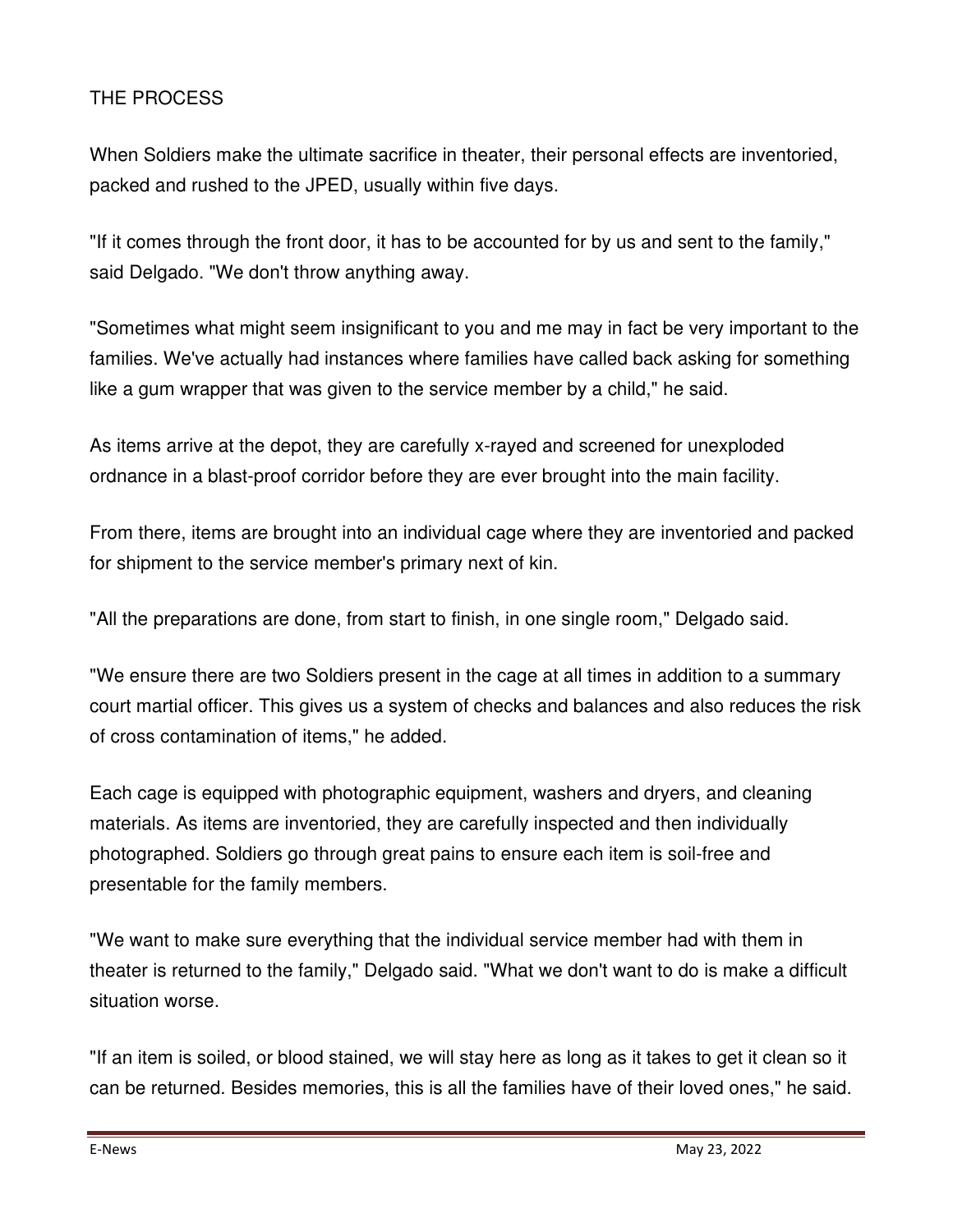## THE PROCESS

When Soldiers make the ultimate sacrifice in theater, their personal effects are inventoried, packed and rushed to the JPED, usually within five days.

"If it comes through the front door, it has to be accounted for by us and sent to the family," said Delgado. "We don't throw anything away.

"Sometimes what might seem insignificant to you and me may in fact be very important to the families. We've actually had instances where families have called back asking for something like a gum wrapper that was given to the service member by a child," he said.

As items arrive at the depot, they are carefully x-rayed and screened for unexploded ordnance in a blast-proof corridor before they are ever brought into the main facility.

From there, items are brought into an individual cage where they are inventoried and packed for shipment to the service member's primary next of kin.

"All the preparations are done, from start to finish, in one single room," Delgado said.

"We ensure there are two Soldiers present in the cage at all times in addition to a summary court martial officer. This gives us a system of checks and balances and also reduces the risk of cross contamination of items," he added.

Each cage is equipped with photographic equipment, washers and dryers, and cleaning materials. As items are inventoried, they are carefully inspected and then individually photographed. Soldiers go through great pains to ensure each item is soil-free and presentable for the family members.

"We want to make sure everything that the individual service member had with them in theater is returned to the family," Delgado said. "What we don't want to do is make a difficult situation worse.

"If an item is soiled, or blood stained, we will stay here as long as it takes to get it clean so it can be returned. Besides memories, this is all the families have of their loved ones," he said.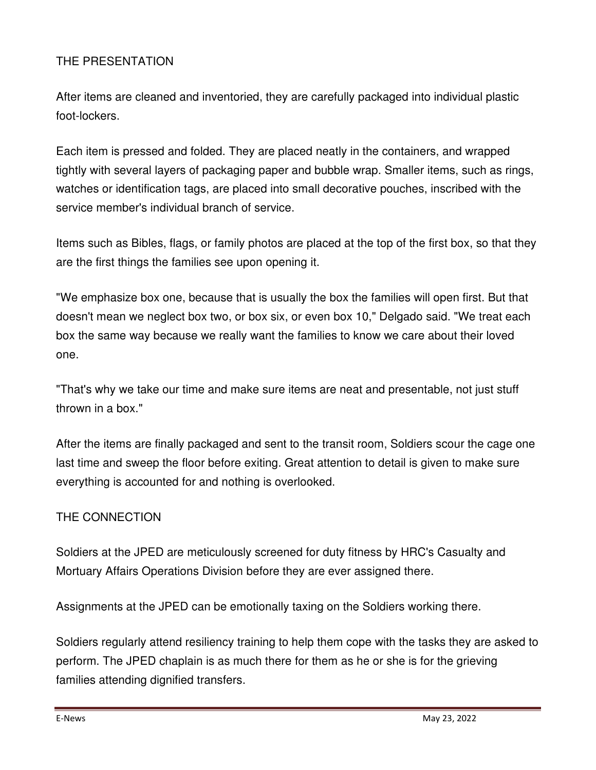## THE PRESENTATION

After items are cleaned and inventoried, they are carefully packaged into individual plastic foot-lockers.

Each item is pressed and folded. They are placed neatly in the containers, and wrapped tightly with several layers of packaging paper and bubble wrap. Smaller items, such as rings, watches or identification tags, are placed into small decorative pouches, inscribed with the service member's individual branch of service.

Items such as Bibles, flags, or family photos are placed at the top of the first box, so that they are the first things the families see upon opening it.

"We emphasize box one, because that is usually the box the families will open first. But that doesn't mean we neglect box two, or box six, or even box 10," Delgado said. "We treat each box the same way because we really want the families to know we care about their loved one.

"That's why we take our time and make sure items are neat and presentable, not just stuff thrown in a box."

After the items are finally packaged and sent to the transit room, Soldiers scour the cage one last time and sweep the floor before exiting. Great attention to detail is given to make sure everything is accounted for and nothing is overlooked.

## THE CONNECTION

Soldiers at the JPED are meticulously screened for duty fitness by HRC's Casualty and Mortuary Affairs Operations Division before they are ever assigned there.

Assignments at the JPED can be emotionally taxing on the Soldiers working there.

Soldiers regularly attend resiliency training to help them cope with the tasks they are asked to perform. The JPED chaplain is as much there for them as he or she is for the grieving families attending dignified transfers.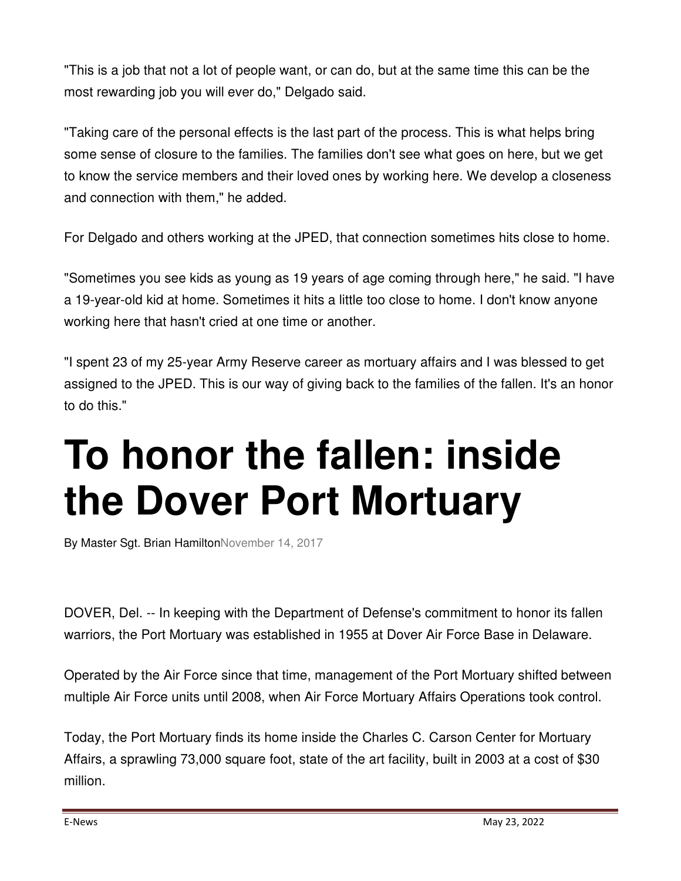"This is a job that not a lot of people want, or can do, but at the same time this can be the most rewarding job you will ever do," Delgado said.

"Taking care of the personal effects is the last part of the process. This is what helps bring some sense of closure to the families. The families don't see what goes on here, but we get to know the service members and their loved ones by working here. We develop a closeness and connection with them," he added.

For Delgado and others working at the JPED, that connection sometimes hits close to home.

"Sometimes you see kids as young as 19 years of age coming through here," he said. "I have a 19-year-old kid at home. Sometimes it hits a little too close to home. I don't know anyone working here that hasn't cried at one time or another.

"I spent 23 of my 25-year Army Reserve career as mortuary affairs and I was blessed to get assigned to the JPED. This is our way of giving back to the families of the fallen. It's an honor to do this."

# To honor the fallen: inside the Dover Port Mortuary

By Master Sgt. Brian Hamilton November 14, 2017

DOVER, Del. -- In keeping with the Department of Defense's commitment to honor its fallen warriors, the Port Mortuary was established in 1955 at Dover Air Force Base in Delaware.

Operated by the Air Force since that time, management of the Port Mortuary shifted between multiple Air Force units until 2008, when Air Force Mortuary Affairs Operations took control.

Today, the Port Mortuary finds its home inside the Charles C. Carson Center for Mortuary Affairs, a sprawling 73,000 square foot, state of the art facility, built in 2003 at a cost of $30 million.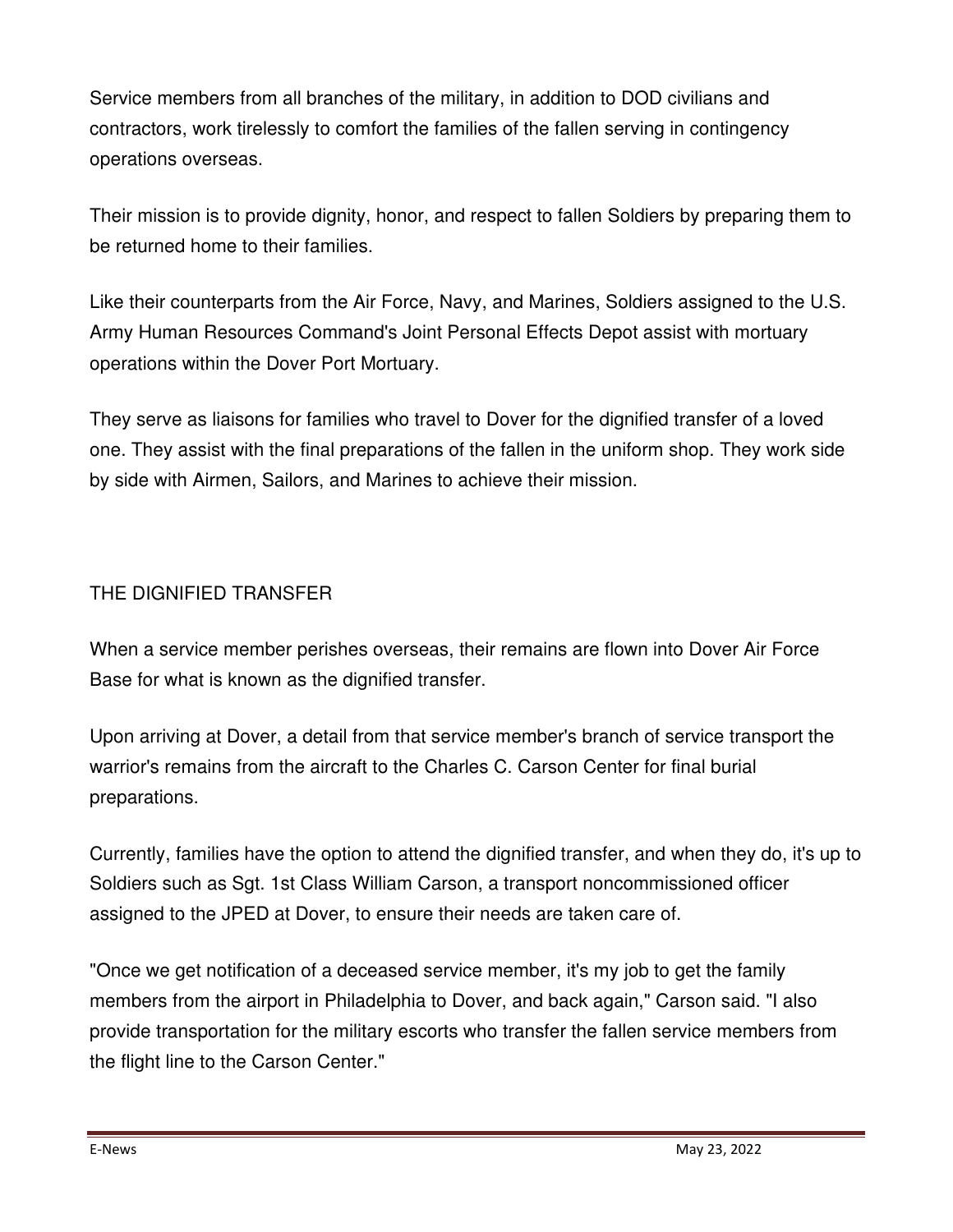Service members from all branches of the military, in addition to DOD civilians and contractors, work tirelessly to comfort the families of the fallen serving in contingency operations overseas.

Their mission is to provide dignity, honor, and respect to fallen Soldiers by preparing them to be returned home to their families.

Like their counterparts from the Air Force, Navy, and Marines, Soldiers assigned to the U.S. Army Human Resources Command's Joint Personal Effects Depot assist with mortuary operations within the Dover Port Mortuary.

They serve as liaisons for families who travel to Dover for the dignified transfer of a loved one. They assist with the final preparations of the fallen in the uniform shop. They work side by side with Airmen, Sailors, and Marines to achieve their mission.

## THE DIGNIFIED TRANSFER

When a service member perishes overseas, their remains are flown into Dover Air Force Base for what is known as the dignified transfer.

Upon arriving at Dover, a detail from that service member's branch of service transport the warrior's remains from the aircraft to the Charles C. Carson Center for final burial preparations.

Currently, families have the option to attend the dignified transfer, and when they do, it's up to Soldiers such as Sgt. 1st Class William Carson, a transport noncommissioned officer assigned to the JPED at Dover, to ensure their needs are taken care of.

"Once we get notification of a deceased service member, it's my job to get the family members from the airport in Philadelphia to Dover, and back again," Carson said. "I also provide transportation for the military escorts who transfer the fallen service members from the flight line to the Carson Center."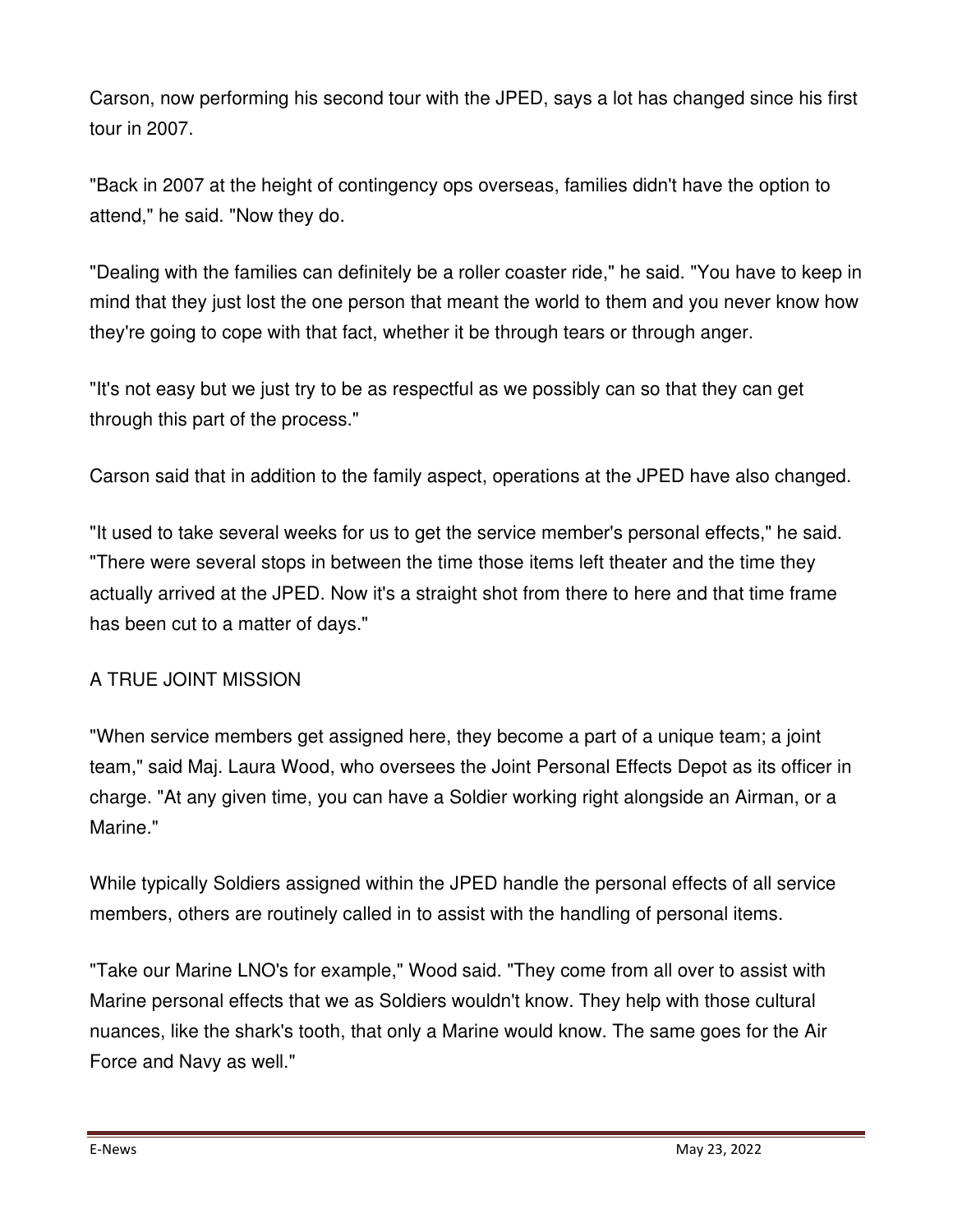Carson, now performing his second tour with the JPED, says a lot has changed since his first tour in 2007.

"Back in 2007 at the height of contingency ops overseas, families didn't have the option to attend," he said. "Now they do.

"Dealing with the families can definitely be a roller coaster ride," he said. "You have to keep in mind that they just lost the one person that meant the world to them and you never know how they're going to cope with that fact, whether it be through tears or through anger.

"It's not easy but we just try to be as respectful as we possibly can so that they can get through this part of the process."

Carson said that in addition to the family aspect, operations at the JPED have also changed.

"It used to take several weeks for us to get the service member's personal effects," he said. "There were several stops in between the time those items left theater and the time they actually arrived at the JPED. Now it's a straight shot from there to here and that time frame has been cut to a matter of days."

## A TRUE JOINT MISSION

"When service members get assigned here, they become a part of a unique team; a joint team," said Maj. Laura Wood, who oversees the Joint Personal Effects Depot as its officer in charge. "At any given time, you can have a Soldier working right alongside an Airman, or a Marine."

While typically Soldiers assigned within the JPED handle the personal effects of all service members, others are routinely called in to assist with the handling of personal items.

"Take our Marine LNO's for example," Wood said. "They come from all over to assist with Marine personal effects that we as Soldiers wouldn't know. They help with those cultural nuances, like the shark's tooth, that only a Marine would know. The same goes for the Air Force and Navy as well."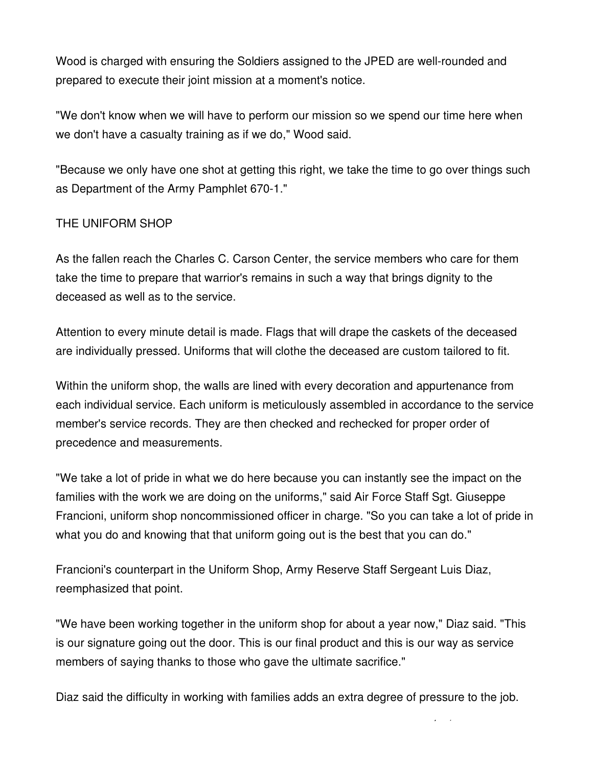Wood is charged with ensuring the Soldiers assigned to the JPED are well-rounded and prepared to execute their joint mission at a moment's notice.

"We don't know when we will have to perform our mission so we spend our time here when we don't have a casualty training as if we do," Wood said.

"Because we only have one shot at getting this right, we take the time to go over things such as Department of the Army Pamphlet 670-1."

THE UNIFORM SHOP

As the fallen reach the Charles C. Carson Center, the service members who care for them take the time to prepare that warrior's remains in such a way that brings dignity to the deceased as well as to the service.

Attention to every minute detail is made. Flags that will drape the caskets of the deceased are individually pressed. Uniforms that will clothe the deceased are custom tailored to fit.

Within the uniform shop, the walls are lined with every decoration and appurtenance from each individual service. Each uniform is meticulously assembled in accordance to the service member's service records. They are then checked and rechecked for proper order of precedence and measurements.

"We take a lot of pride in what we do here because you can instantly see the impact on the families with the work we are doing on the uniforms," said Air Force Staff Sgt. Giuseppe Francioni, uniform shop noncommissioned officer in charge. "So you can take a lot of pride in what you do and knowing that that uniform going out is the best that you can do."

Francioni's counterpart in the Uniform Shop, Army Reserve Staff Sergeant Luis Diaz, reemphasized that point.

"We have been working together in the uniform shop for about a year now," Diaz said. "This is our signature going out the door. This is our final product and this is our way as service members of saying thanks to those who gave the ultimate sacrifice."

Diaz said the difficulty in working with families adds an extra degree of pressure to the job.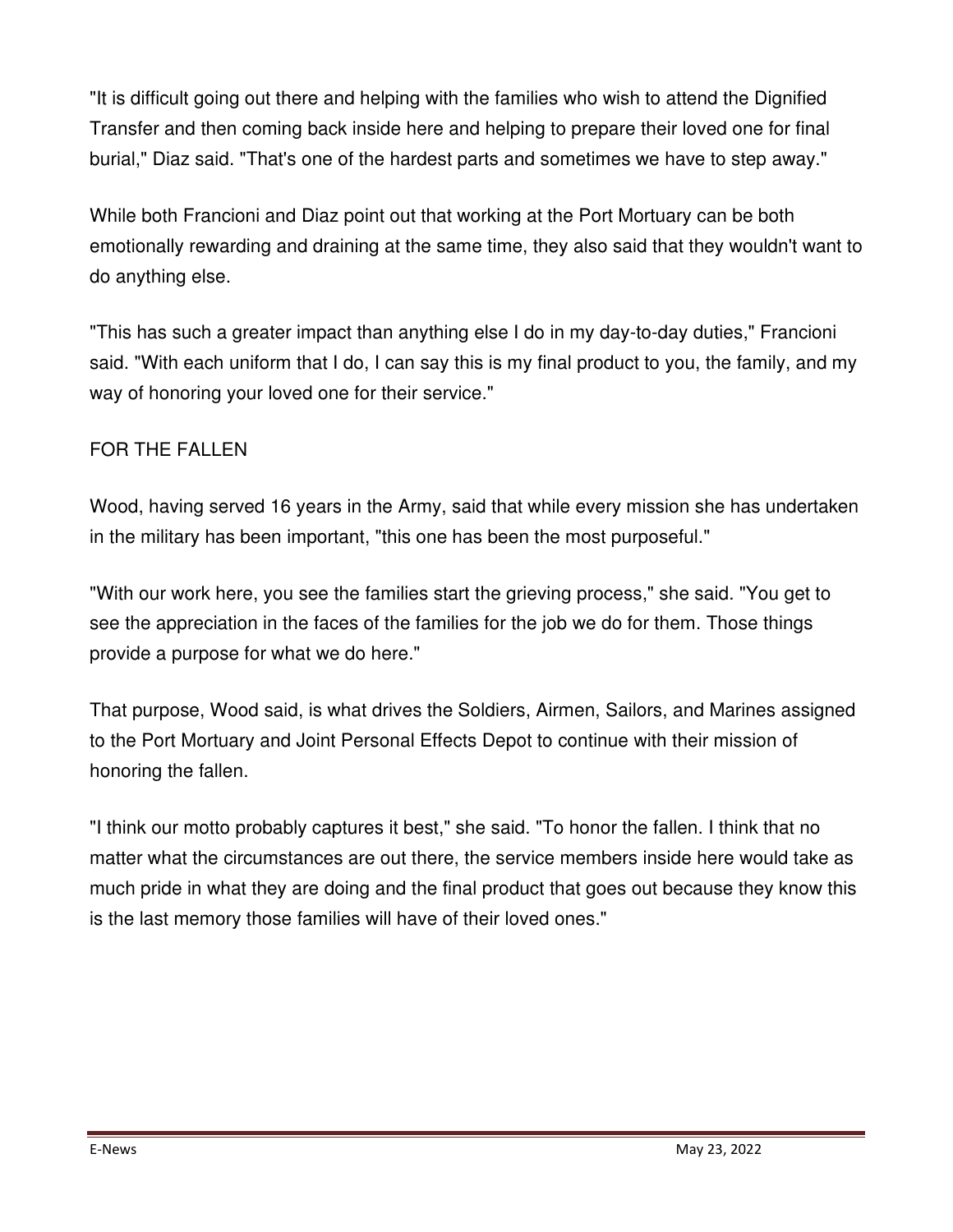"It is difficult going out there and helping with the families who wish to attend the Dignified Transfer and then coming back inside here and helping to prepare their loved one for final burial," Diaz said. "That's one of the hardest parts and sometimes we have to step away."

While both Francioni and Diaz point out that working at the Port Mortuary can be both emotionally rewarding and draining at the same time, they also said that they wouldn't want to do anything else.

"This has such a greater impact than anything else I do in my day-to-day duties," Francioni said. "With each uniform that I do, I can say this is my final product to you, the family, and my way of honoring your loved one for their service."

## FOR THE FALLEN

Wood, having served 16 years in the Army, said that while every mission she has undertaken in the military has been important, "this one has been the most purposeful."

"With our work here, you see the families start the grieving process," she said. "You get to see the appreciation in the faces of the families for the job we do for them. Those things provide a purpose for what we do here."

That purpose, Wood said, is what drives the Soldiers, Airmen, Sailors, and Marines assigned to the Port Mortuary and Joint Personal Effects Depot to continue with their mission of honoring the fallen.

"I think our motto probably captures it best," she said. "To honor the fallen. I think that no matter what the circumstances are out there, the service members inside here would take as much pride in what they are doing and the final product that goes out because they know this is the last memory those families will have of their loved ones."